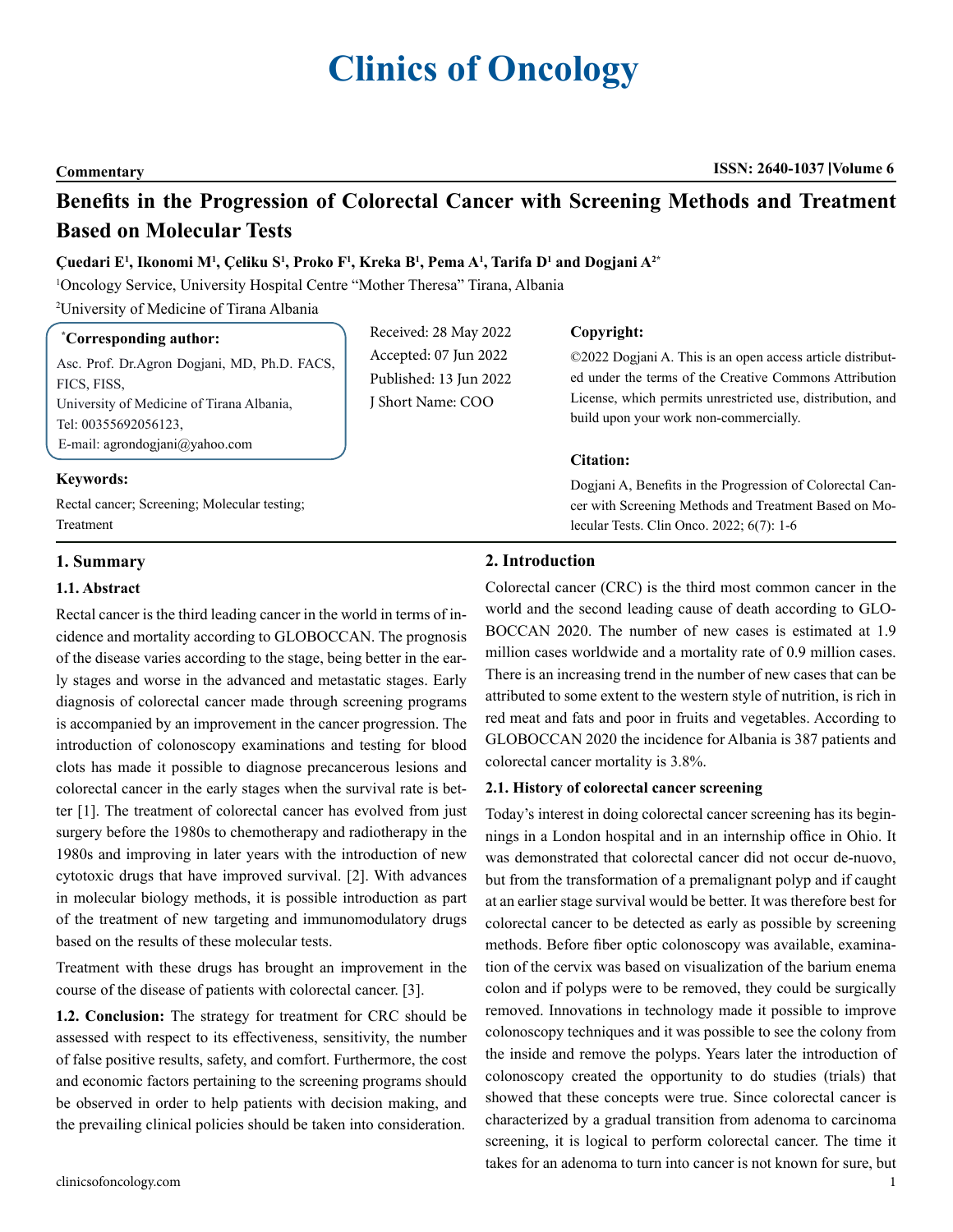# Clinics of Oncology

**Commentary**

## Benefits in the Progression of Colorectal Cancer with Screening Methods and Treatment Based on Molecular Tests

**Çuedari E[1], Ikonomi M[1], Çeliku S[1], Proko F[1], Kreka B[1], Pema A[1], Tarifa D[1] and Dogjani A[2*]**

[1]Oncology Service, University Hospital Centre "Mother Theresa" Tirana, Albania

[2]University of Medicine of Tirana Albania

**[*]Corresponding author:**

Asc. Prof. Dr.Agron Dogjani, MD, Ph.D. FACS, FICS, FISS,
University of Medicine of Tirana Albania,
Tel: 00355692056123,
E-mail: agrondogjani@yahoo.com

Received: 28 May 2022
Accepted: 07 Jun 2022
Published: 13 Jun 2022
J Short Name: COO

**Copyright:**

©2022 Dogjani A. This is an open access article distributed under the terms of the Creative Commons Attribution License, which permits unrestricted use, distribution, and build upon your work non-commercially.

**Citation:**

Dogjani A, Benefits in the Progression of Colorectal Cancer with Screening Methods and Treatment Based on Molecular Tests. Clin Onco. 2022; 6(7): 1-6

**Keywords:**

Rectal cancer; Screening; Molecular testing; Treatment

### 1. Summary

#### 1.1. Abstract

Rectal cancer is the third leading cancer in the world in terms of incidence and mortality according to GLOBOCCAN. The prognosis of the disease varies according to the stage, being better in the early stages and worse in the advanced and metastatic stages. Early diagnosis of colorectal cancer made through screening programs is accompanied by an improvement in the cancer progression. The introduction of colonoscopy examinations and testing for blood clots has made it possible to diagnose precancerous lesions and colorectal cancer in the early stages when the survival rate is better [1]. The treatment of colorectal cancer has evolved from just surgery before the 1980s to chemotherapy and radiotherapy in the 1980s and improving in later years with the introduction of new cytotoxic drugs that have improved survival. [2]. With advances in molecular biology methods, it is possible introduction as part of the treatment of new targeting and immunomodulatory drugs based on the results of these molecular tests.

Treatment with these drugs has brought an improvement in the course of the disease of patients with colorectal cancer. [3].

**1.2. Conclusion:** The strategy for treatment for CRC should be assessed with respect to its effectiveness, sensitivity, the number of false positive results, safety, and comfort. Furthermore, the cost and economic factors pertaining to the screening programs should be observed in order to help patients with decision making, and the prevailing clinical policies should be taken into consideration.

### 2. Introduction

Colorectal cancer (CRC) is the third most common cancer in the world and the second leading cause of death according to GLOBOCCAN 2020. The number of new cases is estimated at 1.9 million cases worldwide and a mortality rate of 0.9 million cases. There is an increasing trend in the number of new cases that can be attributed to some extent to the western style of nutrition, is rich in red meat and fats and poor in fruits and vegetables. According to GLOBOCCAN 2020 the incidence for Albania is 387 patients and colorectal cancer mortality is 3.8%.

#### 2.1. History of colorectal cancer screening

Today's interest in doing colorectal cancer screening has its beginnings in a London hospital and in an internship office in Ohio. It was demonstrated that colorectal cancer did not occur de-nuovo, but from the transformation of a premalignant polyp and if caught at an earlier stage survival would be better. It was therefore best for colorectal cancer to be detected as early as possible by screening methods. Before fiber optic colonoscopy was available, examination of the cervix was based on visualization of the barium enema colon and if polyps were to be removed, they could be surgically removed. Innovations in technology made it possible to improve colonoscopy techniques and it was possible to see the colony from the inside and remove the polyps. Years later the introduction of colonoscopy created the opportunity to do studies (trials) that showed that these concepts were true. Since colorectal cancer is characterized by a gradual transition from adenoma to carcinoma screening, it is logical to perform colorectal cancer. The time it takes for an adenoma to turn into cancer is not known for sure, but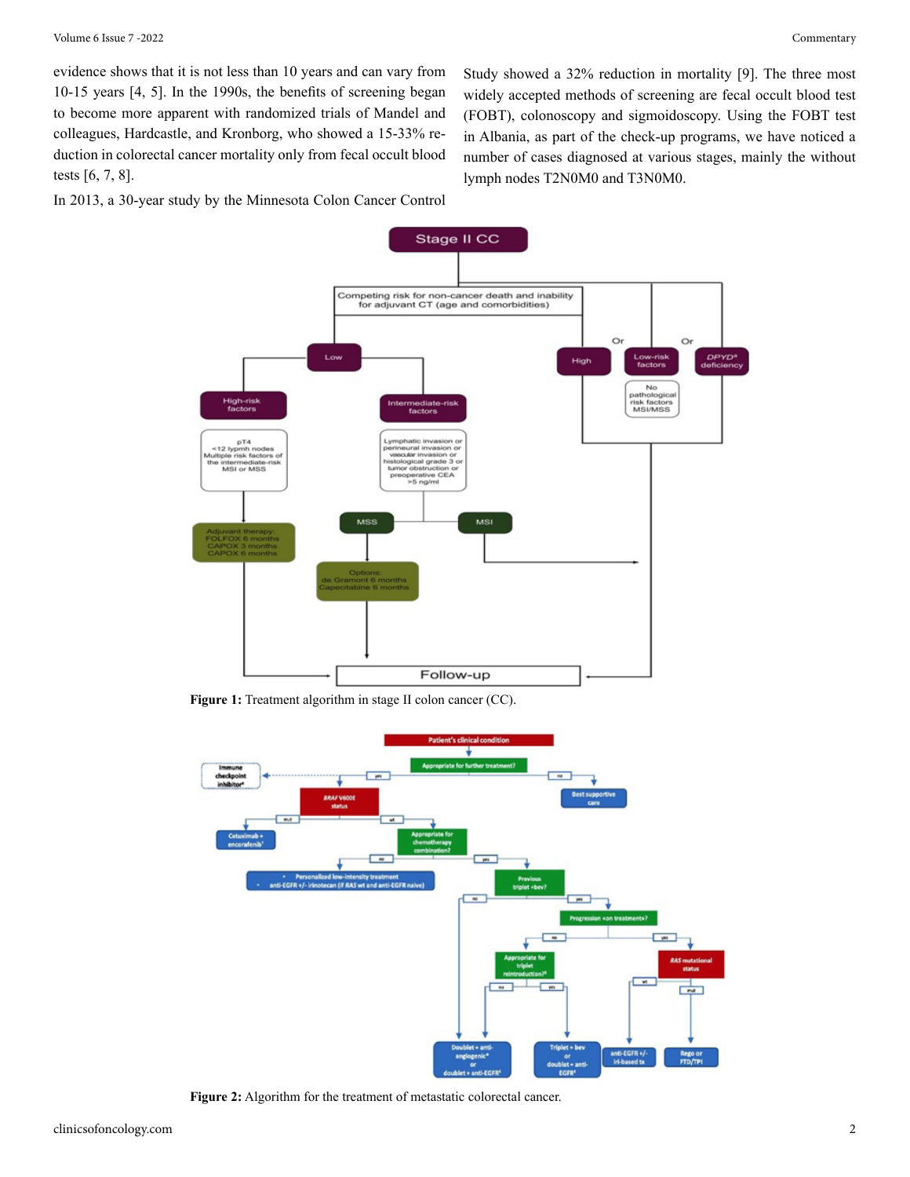evidence shows that it is not less than 10 years and can vary from 10-15 years [4, 5]. In the 1990s, the benefits of screening began to become more apparent with randomized trials of Mandel and colleagues, Hardcastle, and Kronborg, who showed a 15-33% reduction in colorectal cancer mortality only from fecal occult blood tests [6, 7, 8].

In 2013, a 30-year study by the Minnesota Colon Cancer Control Study showed a 32% reduction in mortality [9]. The three most widely accepted methods of screening are fecal occult blood test (FOBT), colonoscopy and sigmoidoscopy. Using the FOBT test in Albania, as part of the check-up programs, we have noticed a number of cases diagnosed at various stages, mainly the without lymph nodes T2N0M0 and T3N0M0.

**Figure 1:** Treatment algorithm in stage II colon cancer (CC).

**Figure 2:** Algorithm for the treatment of metastatic colorectal cancer.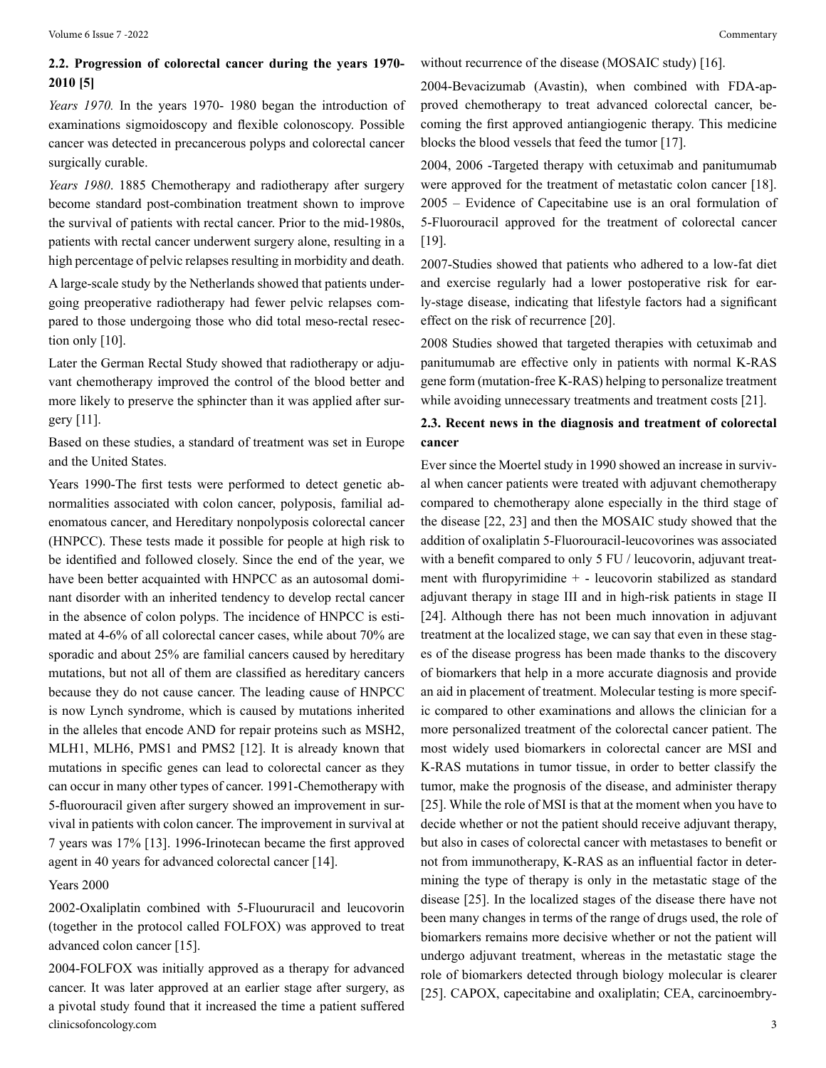### 2.2. Progression of colorectal cancer during the years 1970-2010 [5]

*Years 1970.* In the years 1970- 1980 began the introduction of examinations sigmoidoscopy and flexible colonoscopy. Possible cancer was detected in precancerous polyps and colorectal cancer surgically curable.

*Years 1980*. 1885 Chemotherapy and radiotherapy after surgery become standard post-combination treatment shown to improve the survival of patients with rectal cancer. Prior to the mid-1980s, patients with rectal cancer underwent surgery alone, resulting in a high percentage of pelvic relapses resulting in morbidity and death.

A large-scale study by the Netherlands showed that patients undergoing preoperative radiotherapy had fewer pelvic relapses compared to those undergoing those who did total meso-rectal resection only [10].

Later the German Rectal Study showed that radiotherapy or adjuvant chemotherapy improved the control of the blood better and more likely to preserve the sphincter than it was applied after surgery [11].

Based on these studies, a standard of treatment was set in Europe and the United States.

Years 1990-The first tests were performed to detect genetic abnormalities associated with colon cancer, polyposis, familial adenomatous cancer, and Hereditary nonpolyposis colorectal cancer (HNPCC). These tests made it possible for people at high risk to be identified and followed closely. Since the end of the year, we have been better acquainted with HNPCC as an autosomal dominant disorder with an inherited tendency to develop rectal cancer in the absence of colon polyps. The incidence of HNPCC is estimated at 4-6% of all colorectal cancer cases, while about 70% are sporadic and about 25% are familial cancers caused by hereditary mutations, but not all of them are classified as hereditary cancers because they do not cause cancer. The leading cause of HNPCC is now Lynch syndrome, which is caused by mutations inherited in the alleles that encode AND for repair proteins such as MSH2, MLH1, MLH6, PMS1 and PMS2 [12]. It is already known that mutations in specific genes can lead to colorectal cancer as they can occur in many other types of cancer. 1991-Chemotherapy with 5-fluorouracil given after surgery showed an improvement in survival in patients with colon cancer. The improvement in survival at 7 years was 17% [13]. 1996-Irinotecan became the first approved agent in 40 years for advanced colorectal cancer [14].

Years 2000

2002-Oxaliplatin combined with 5-Fluoururacil and leucovorin (together in the protocol called FOLFOX) was approved to treat advanced colon cancer [15].

2004-FOLFOX was initially approved as a therapy for advanced cancer. It was later approved at an earlier stage after surgery, as a pivotal study found that it increased the time a patient suffered without recurrence of the disease (MOSAIC study) [16].

2004-Bevacizumab (Avastin), when combined with FDA-approved chemotherapy to treat advanced colorectal cancer, becoming the first approved antiangiogenic therapy. This medicine blocks the blood vessels that feed the tumor [17].

2004, 2006 -Targeted therapy with cetuximab and panitumumab were approved for the treatment of metastatic colon cancer [18]. 2005 – Evidence of Capecitabine use is an oral formulation of 5-Fluorouracil approved for the treatment of colorectal cancer [19].

2007-Studies showed that patients who adhered to a low-fat diet and exercise regularly had a lower postoperative risk for early-stage disease, indicating that lifestyle factors had a significant effect on the risk of recurrence [20].

2008 Studies showed that targeted therapies with cetuximab and panitumumab are effective only in patients with normal K-RAS gene form (mutation-free K-RAS) helping to personalize treatment while avoiding unnecessary treatments and treatment costs [21].

### 2.3. Recent news in the diagnosis and treatment of colorectal cancer

Ever since the Moertel study in 1990 showed an increase in survival when cancer patients were treated with adjuvant chemotherapy compared to chemotherapy alone especially in the third stage of the disease [22, 23] and then the MOSAIC study showed that the addition of oxaliplatin 5-Fluorouracil-leucovorines was associated with a benefit compared to only 5 FU / leucovorin, adjuvant treatment with fluropyrimidine + - leucovorin stabilized as standard adjuvant therapy in stage III and in high-risk patients in stage II [24]. Although there has not been much innovation in adjuvant treatment at the localized stage, we can say that even in these stages of the disease progress has been made thanks to the discovery of biomarkers that help in a more accurate diagnosis and provide an aid in placement of treatment. Molecular testing is more specific compared to other examinations and allows the clinician for a more personalized treatment of the colorectal cancer patient. The most widely used biomarkers in colorectal cancer are MSI and K-RAS mutations in tumor tissue, in order to better classify the tumor, make the prognosis of the disease, and administer therapy [25]. While the role of MSI is that at the moment when you have to decide whether or not the patient should receive adjuvant therapy, but also in cases of colorectal cancer with metastases to benefit or not from immunotherapy, K-RAS as an influential factor in determining the type of therapy is only in the metastatic stage of the disease [25]. In the localized stages of the disease there have not been many changes in terms of the range of drugs used, the role of biomarkers remains more decisive whether or not the patient will undergo adjuvant treatment, whereas in the metastatic stage the role of biomarkers detected through biology molecular is clearer [25]. CAPOX, capecitabine and oxaliplatin; CEA, carcinoembry-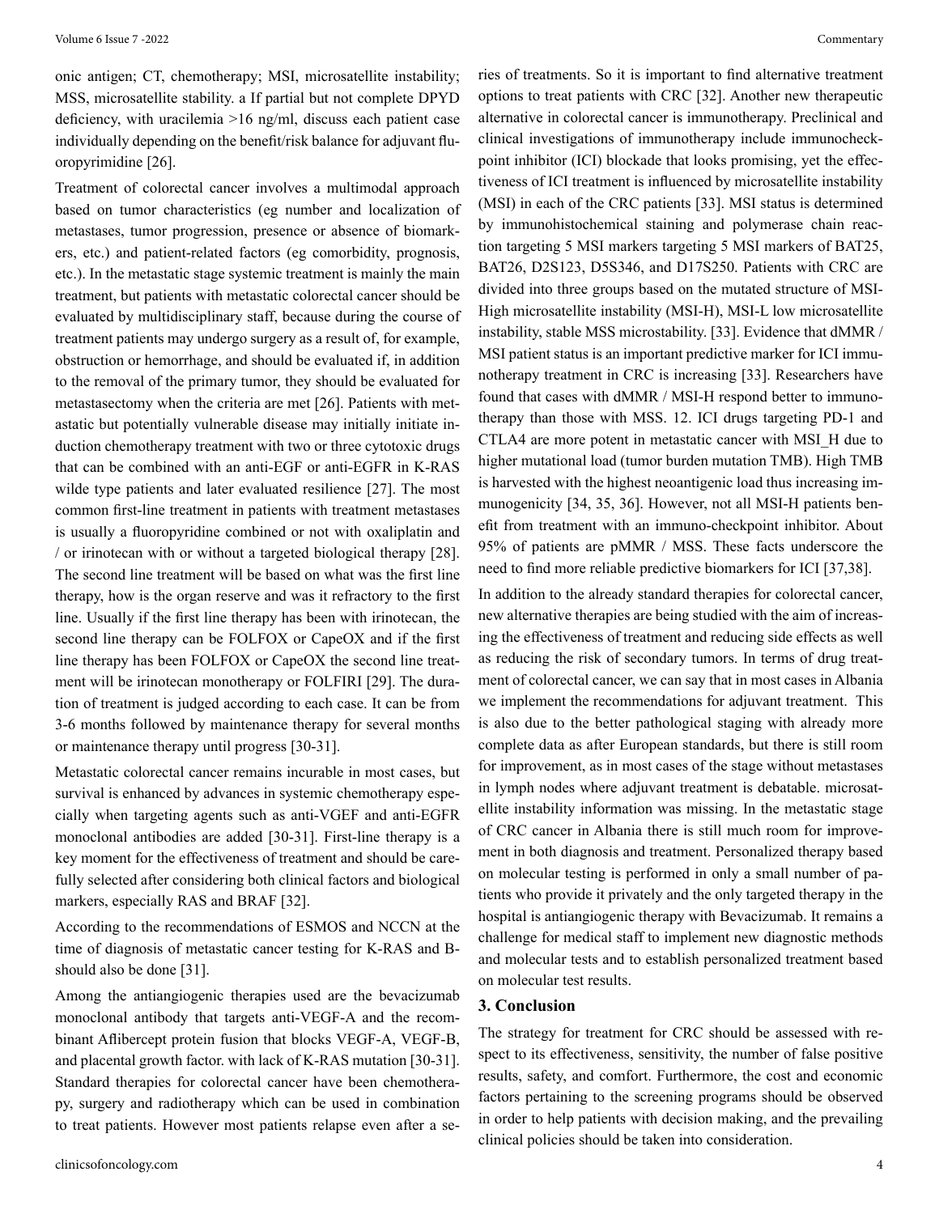onic antigen; CT, chemotherapy; MSI, microsatellite instability; MSS, microsatellite stability. a If partial but not complete DPYD deficiency, with uracilemia >16 ng/ml, discuss each patient case individually depending on the benefit/risk balance for adjuvant fluoropyrimidine [26].

Treatment of colorectal cancer involves a multimodal approach based on tumor characteristics (eg number and localization of metastases, tumor progression, presence or absence of biomarkers, etc.) and patient-related factors (eg comorbidity, prognosis, etc.). In the metastatic stage systemic treatment is mainly the main treatment, but patients with metastatic colorectal cancer should be evaluated by multidisciplinary staff, because during the course of treatment patients may undergo surgery as a result of, for example, obstruction or hemorrhage, and should be evaluated if, in addition to the removal of the primary tumor, they should be evaluated for metastasectomy when the criteria are met [26]. Patients with metastatic but potentially vulnerable disease may initially initiate induction chemotherapy treatment with two or three cytotoxic drugs that can be combined with an anti-EGF or anti-EGFR in K-RAS wilde type patients and later evaluated resilience [27]. The most common first-line treatment in patients with treatment metastases is usually a fluoropyridine combined or not with oxaliplatin and / or irinotecan with or without a targeted biological therapy [28]. The second line treatment will be based on what was the first line therapy, how is the organ reserve and was it refractory to the first line. Usually if the first line therapy has been with irinotecan, the second line therapy can be FOLFOX or CapeOX and if the first line therapy has been FOLFOX or CapeOX the second line treatment will be irinotecan monotherapy or FOLFIRI [29]. The duration of treatment is judged according to each case. It can be from 3-6 months followed by maintenance therapy for several months or maintenance therapy until progress [30-31].

Metastatic colorectal cancer remains incurable in most cases, but survival is enhanced by advances in systemic chemotherapy especially when targeting agents such as anti-VGEF and anti-EGFR monoclonal antibodies are added [30-31]. First-line therapy is a key moment for the effectiveness of treatment and should be carefully selected after considering both clinical factors and biological markers, especially RAS and BRAF [32].

According to the recommendations of ESMOS and NCCN at the time of diagnosis of metastatic cancer testing for K-RAS and B-should also be done [31].

Among the antiangiogenic therapies used are the bevacizumab monoclonal antibody that targets anti-VEGF-A and the recombinant Aflibercept protein fusion that blocks VEGF-A, VEGF-B, and placental growth factor. with lack of K-RAS mutation [30-31]. Standard therapies for colorectal cancer have been chemotherapy, surgery and radiotherapy which can be used in combination to treat patients. However most patients relapse even after a series of treatments. So it is important to find alternative treatment options to treat patients with CRC [32]. Another new therapeutic alternative in colorectal cancer is immunotherapy. Preclinical and clinical investigations of immunotherapy include immunocheckpoint inhibitor (ICI) blockade that looks promising, yet the effectiveness of ICI treatment is influenced by microsatellite instability (MSI) in each of the CRC patients [33]. MSI status is determined by immunohistochemical staining and polymerase chain reaction targeting 5 MSI markers targeting 5 MSI markers of BAT25, BAT26, D2S123, D5S346, and D17S250. Patients with CRC are divided into three groups based on the mutated structure of MSI-High microsatellite instability (MSI-H), MSI-L low microsatellite instability, stable MSS microstability. [33]. Evidence that dMMR / MSI patient status is an important predictive marker for ICI immunotherapy treatment in CRC is increasing [33]. Researchers have found that cases with dMMR / MSI-H respond better to immunotherapy than those with MSS. 12. ICI drugs targeting PD-1 and CTLA4 are more potent in metastatic cancer with MSI_H due to higher mutational load (tumor burden mutation TMB). High TMB is harvested with the highest neoantigenic load thus increasing immunogenicity [34, 35, 36]. However, not all MSI-H patients benefit from treatment with an immuno-checkpoint inhibitor. About 95% of patients are pMMR / MSS. These facts underscore the need to find more reliable predictive biomarkers for ICI [37,38].

In addition to the already standard therapies for colorectal cancer, new alternative therapies are being studied with the aim of increasing the effectiveness of treatment and reducing side effects as well as reducing the risk of secondary tumors. In terms of drug treatment of colorectal cancer, we can say that in most cases in Albania we implement the recommendations for adjuvant treatment. This is also due to the better pathological staging with already more complete data as after European standards, but there is still room for improvement, as in most cases of the stage without metastases in lymph nodes where adjuvant treatment is debatable. microsatellite instability information was missing. In the metastatic stage of CRC cancer in Albania there is still much room for improvement in both diagnosis and treatment. Personalized therapy based on molecular testing is performed in only a small number of patients who provide it privately and the only targeted therapy in the hospital is antiangiogenic therapy with Bevacizumab. It remains a challenge for medical staff to implement new diagnostic methods and molecular tests and to establish personalized treatment based on molecular test results.

## 3. Conclusion

The strategy for treatment for CRC should be assessed with respect to its effectiveness, sensitivity, the number of false positive results, safety, and comfort. Furthermore, the cost and economic factors pertaining to the screening programs should be observed in order to help patients with decision making, and the prevailing clinical policies should be taken into consideration.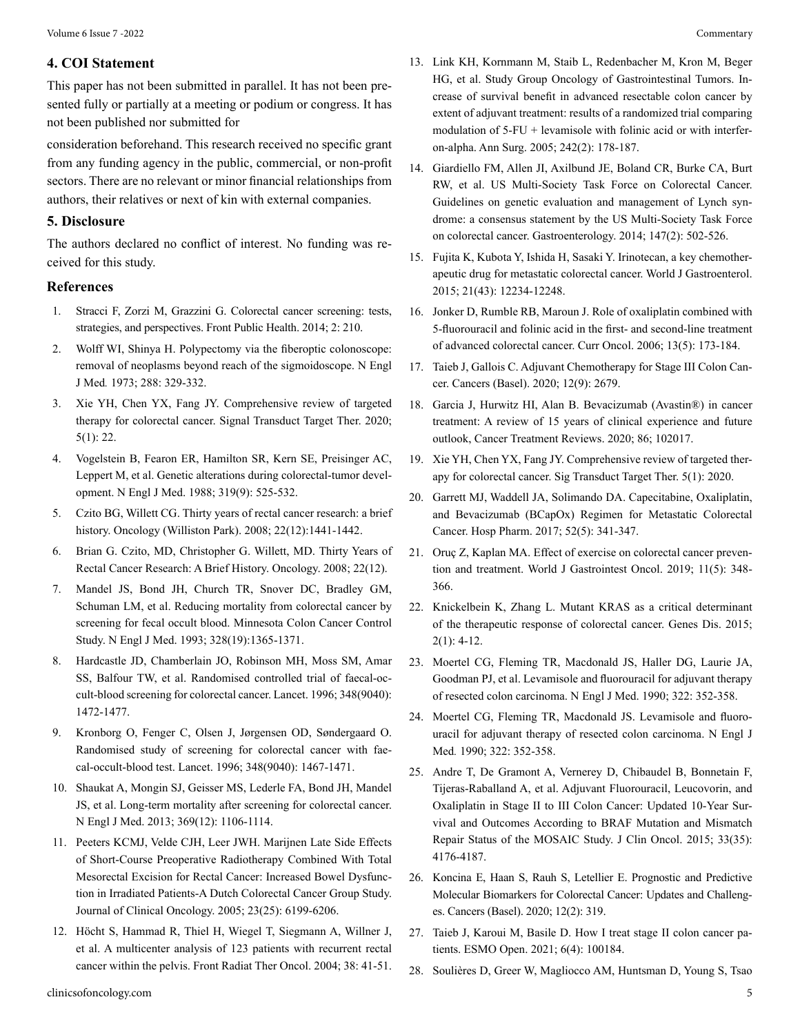## 4. COI Statement

This paper has not been submitted in parallel. It has not been presented fully or partially at a meeting or podium or congress. It has not been published nor submitted for

consideration beforehand. This research received no specific grant from any funding agency in the public, commercial, or non-profit sectors. There are no relevant or minor financial relationships from authors, their relatives or next of kin with external companies.

## 5. Disclosure

The authors declared no conflict of interest. No funding was received for this study.

## References

1. Stracci F, Zorzi M, Grazzini G. Colorectal cancer screening: tests, strategies, and perspectives. Front Public Health. 2014; 2: 210.
2. Wolff WI, Shinya H. Polypectomy via the fiberoptic colonoscope: removal of neoplasms beyond reach of the sigmoidoscope. N Engl J Med. 1973; 288: 329-332.
3. Xie YH, Chen YX, Fang JY. Comprehensive review of targeted therapy for colorectal cancer. Signal Transduct Target Ther. 2020; 5(1): 22.
4. Vogelstein B, Fearon ER, Hamilton SR, Kern SE, Preisinger AC, Leppert M, et al. Genetic alterations during colorectal-tumor development. N Engl J Med. 1988; 319(9): 525-532.
5. Czito BG, Willett CG. Thirty years of rectal cancer research: a brief history. Oncology (Williston Park). 2008; 22(12):1441-1442.
6. Brian G. Czito, MD, Christopher G. Willett, MD. Thirty Years of Rectal Cancer Research: A Brief History. Oncology. 2008; 22(12).
7. Mandel JS, Bond JH, Church TR, Snover DC, Bradley GM, Schuman LM, et al. Reducing mortality from colorectal cancer by screening for fecal occult blood. Minnesota Colon Cancer Control Study. N Engl J Med. 1993; 328(19):1365-1371.
8. Hardcastle JD, Chamberlain JO, Robinson MH, Moss SM, Amar SS, Balfour TW, et al. Randomised controlled trial of faecal-occult-blood screening for colorectal cancer. Lancet. 1996; 348(9040): 1472-1477.
9. Kronborg O, Fenger C, Olsen J, Jørgensen OD, Søndergaard O. Randomised study of screening for colorectal cancer with faecal-occult-blood test. Lancet. 1996; 348(9040): 1467-1471.
10. Shaukat A, Mongin SJ, Geisser MS, Lederle FA, Bond JH, Mandel JS, et al. Long-term mortality after screening for colorectal cancer. N Engl J Med. 2013; 369(12): 1106-1114.
11. Peeters KCMJ, Velde CJH, Leer JWH. Marijnen Late Side Effects of Short-Course Preoperative Radiotherapy Combined With Total Mesorectal Excision for Rectal Cancer: Increased Bowel Dysfunction in Irradiated Patients-A Dutch Colorectal Cancer Group Study. Journal of Clinical Oncology. 2005; 23(25): 6199-6206.
12. Höcht S, Hammad R, Thiel H, Wiegel T, Siegmann A, Willner J, et al. A multicenter analysis of 123 patients with recurrent rectal cancer within the pelvis. Front Radiat Ther Oncol. 2004; 38: 41-51.
13. Link KH, Kornmann M, Staib L, Redenbacher M, Kron M, Beger HG, et al. Study Group Oncology of Gastrointestinal Tumors. Increase of survival benefit in advanced resectable colon cancer by extent of adjuvant treatment: results of a randomized trial comparing modulation of 5-FU + levamisole with folinic acid or with interferon-alpha. Ann Surg. 2005; 242(2): 178-187.
14. Giardiello FM, Allen JI, Axilbund JE, Boland CR, Burke CA, Burt RW, et al. US Multi-Society Task Force on Colorectal Cancer. Guidelines on genetic evaluation and management of Lynch syndrome: a consensus statement by the US Multi-Society Task Force on colorectal cancer. Gastroenterology. 2014; 147(2): 502-526.
15. Fujita K, Kubota Y, Ishida H, Sasaki Y. Irinotecan, a key chemotherapeutic drug for metastatic colorectal cancer. World J Gastroenterol. 2015; 21(43): 12234-12248.
16. Jonker D, Rumble RB, Maroun J. Role of oxaliplatin combined with 5-fluorouracil and folinic acid in the first- and second-line treatment of advanced colorectal cancer. Curr Oncol. 2006; 13(5): 173-184.
17. Taieb J, Gallois C. Adjuvant Chemotherapy for Stage III Colon Cancer. Cancers (Basel). 2020; 12(9): 2679.
18. Garcia J, Hurwitz HI, Alan B. Bevacizumab (Avastin®) in cancer treatment: A review of 15 years of clinical experience and future outlook, Cancer Treatment Reviews. 2020; 86; 102017.
19. Xie YH, Chen YX, Fang JY. Comprehensive review of targeted therapy for colorectal cancer. Sig Transduct Target Ther. 5(1): 2020.
20. Garrett MJ, Waddell JA, Solimando DA. Capecitabine, Oxaliplatin, and Bevacizumab (BCapOx) Regimen for Metastatic Colorectal Cancer. Hosp Pharm. 2017; 52(5): 341-347.
21. Oruç Z, Kaplan MA. Effect of exercise on colorectal cancer prevention and treatment. World J Gastrointest Oncol. 2019; 11(5): 348-366.
22. Knickelbein K, Zhang L. Mutant KRAS as a critical determinant of the therapeutic response of colorectal cancer. Genes Dis. 2015; 2(1): 4-12.
23. Moertel CG, Fleming TR, Macdonald JS, Haller DG, Laurie JA, Goodman PJ, et al. Levamisole and fluorouracil for adjuvant therapy of resected colon carcinoma. N Engl J Med. 1990; 322: 352-358.
24. Moertel CG, Fleming TR, Macdonald JS. Levamisole and fluorouracil for adjuvant therapy of resected colon carcinoma. N Engl J Med. 1990; 322: 352-358.
25. Andre T, De Gramont A, Vernerey D, Chibaudel B, Bonnetain F, Tijeras-Raballand A, et al. Adjuvant Fluorouracil, Leucovorin, and Oxaliplatin in Stage II to III Colon Cancer: Updated 10-Year Survival and Outcomes According to BRAF Mutation and Mismatch Repair Status of the MOSAIC Study. J Clin Oncol. 2015; 33(35): 4176-4187.
26. Koncina E, Haan S, Rauh S, Letellier E. Prognostic and Predictive Molecular Biomarkers for Colorectal Cancer: Updates and Challenges. Cancers (Basel). 2020; 12(2): 319.
27. Taieb J, Karoui M, Basile D. How I treat stage II colon cancer patients. ESMO Open. 2021; 6(4): 100184.
28. Soulières D, Greer W, Magliocco AM, Huntsman D, Young S, Tsao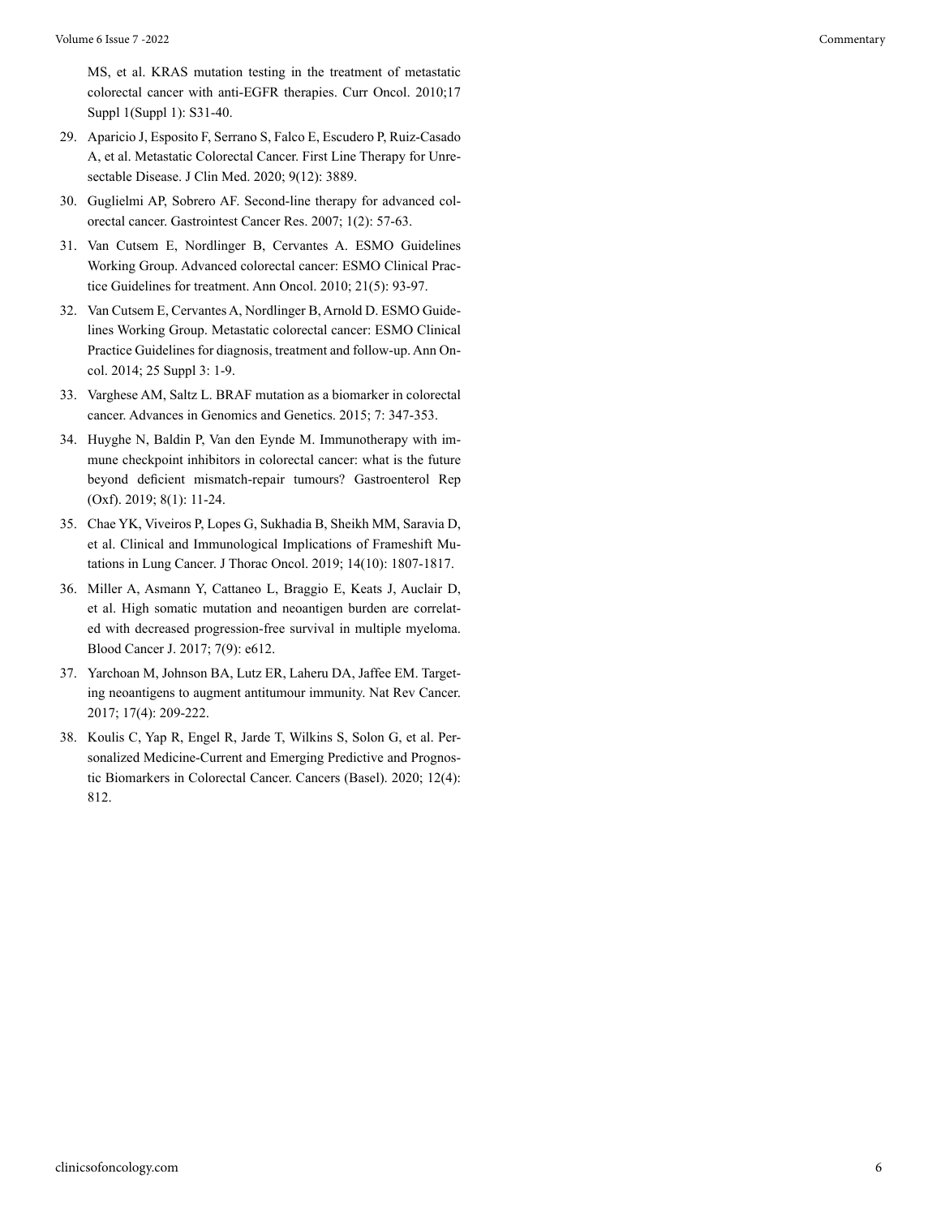MS, et al. KRAS mutation testing in the treatment of metastatic colorectal cancer with anti-EGFR therapies. Curr Oncol. 2010;17 Suppl 1(Suppl 1): S31-40.

29. Aparicio J, Esposito F, Serrano S, Falco E, Escudero P, Ruiz-Casado A, et al. Metastatic Colorectal Cancer. First Line Therapy for Unresectable Disease. J Clin Med. 2020; 9(12): 3889.
30. Guglielmi AP, Sobrero AF. Second-line therapy for advanced colorectal cancer. Gastrointest Cancer Res. 2007; 1(2): 57-63.
31. Van Cutsem E, Nordlinger B, Cervantes A. ESMO Guidelines Working Group. Advanced colorectal cancer: ESMO Clinical Practice Guidelines for treatment. Ann Oncol. 2010; 21(5): 93-97.
32. Van Cutsem E, Cervantes A, Nordlinger B, Arnold D. ESMO Guidelines Working Group. Metastatic colorectal cancer: ESMO Clinical Practice Guidelines for diagnosis, treatment and follow-up. Ann Oncol. 2014; 25 Suppl 3: 1-9.
33. Varghese AM, Saltz L. BRAF mutation as a biomarker in colorectal cancer. Advances in Genomics and Genetics. 2015; 7: 347-353.
34. Huyghe N, Baldin P, Van den Eynde M. Immunotherapy with immune checkpoint inhibitors in colorectal cancer: what is the future beyond deficient mismatch-repair tumours? Gastroenterol Rep (Oxf). 2019; 8(1): 11-24.
35. Chae YK, Viveiros P, Lopes G, Sukhadia B, Sheikh MM, Saravia D, et al. Clinical and Immunological Implications of Frameshift Mutations in Lung Cancer. J Thorac Oncol. 2019; 14(10): 1807-1817.
36. Miller A, Asmann Y, Cattaneo L, Braggio E, Keats J, Auclair D, et al. High somatic mutation and neoantigen burden are correlated with decreased progression-free survival in multiple myeloma. Blood Cancer J. 2017; 7(9): e612.
37. Yarchoan M, Johnson BA, Lutz ER, Laheru DA, Jaffee EM. Targeting neoantigens to augment antitumour immunity. Nat Rev Cancer. 2017; 17(4): 209-222.
38. Koulis C, Yap R, Engel R, Jarde T, Wilkins S, Solon G, et al. Personalized Medicine-Current and Emerging Predictive and Prognostic Biomarkers in Colorectal Cancer. Cancers (Basel). 2020; 12(4): 812.